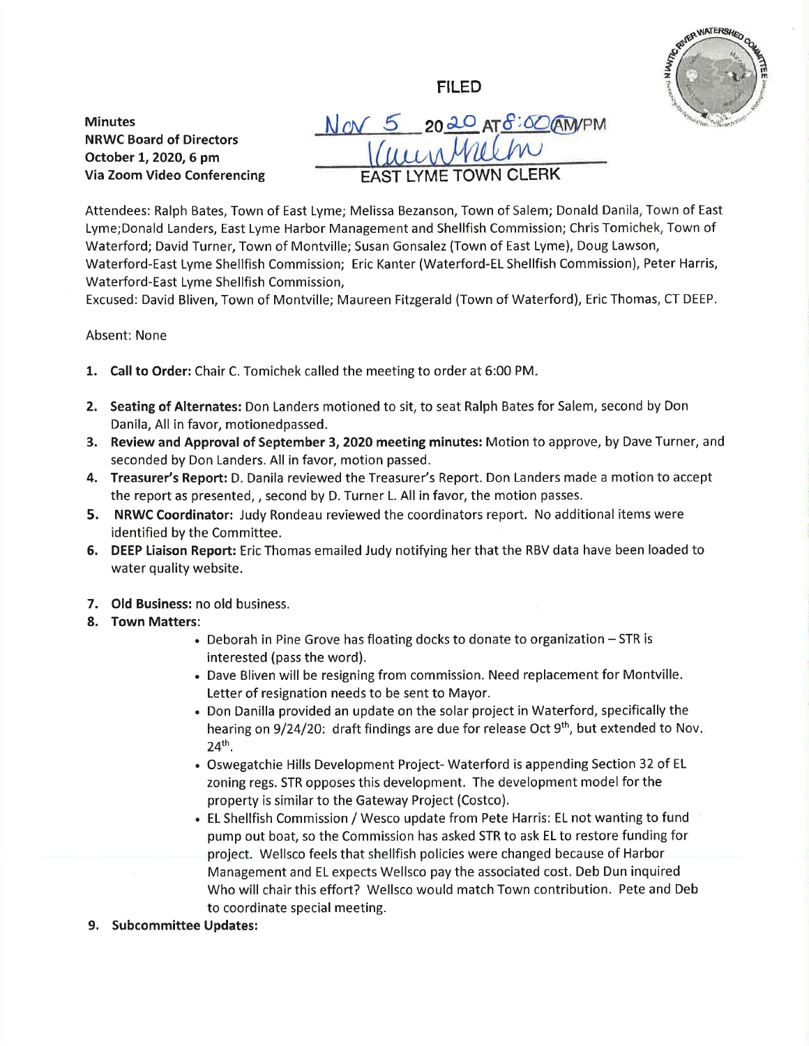FILED

**Minutes**
**NRWC Board of Directors**
**October 1, 2020, 6 pm**
**Via Zoom Video Conferencing**

Nov 5 2020 AT 8:00 AM/PM
EAST LYME TOWN CLERK

Attendees: Ralph Bates, Town of East Lyme; Melissa Bezanson, Town of Salem; Donald Danila, Town of East Lyme;Donald Landers, East Lyme Harbor Management and Shellfish Commission; Chris Tomichek, Town of Waterford; David Turner, Town of Montville; Susan Gonsalez (Town of East Lyme), Doug Lawson, Waterford-East Lyme Shellfish Commission; Eric Kanter (Waterford-EL Shellfish Commission), Peter Harris, Waterford-East Lyme Shellfish Commission,
Excused: David Bliven, Town of Montville; Maureen Fitzgerald (Town of Waterford), Eric Thomas, CT DEEP.

Absent: None

1. **Call to Order:** Chair C. Tomichek called the meeting to order at 6:00 PM.
2. **Seating of Alternates:** Don Landers motioned to sit, to seat Ralph Bates for Salem, second by Don Danila, All in favor, motionedpassed.
3. **Review and Approval of September 3, 2020 meeting minutes:** Motion to approve, by Dave Turner, and seconded by Don Landers. All in favor, motion passed.
4. **Treasurer's Report:** D. Danila reviewed the Treasurer's Report. Don Landers made a motion to accept the report as presented, , second by D. Turner L. All in favor, the motion passes.
5. **NRWC Coordinator:** Judy Rondeau reviewed the coordinators report. No additional items were identified by the Committee.
6. **DEEP Liaison Report:** Eric Thomas emailed Judy notifying her that the RBV data have been loaded to water quality website.
7. **Old Business:** no old business.
8. **Town Matters**:
   - Deborah in Pine Grove has floating docks to donate to organization – STR is interested (pass the word).
   - Dave Bliven will be resigning from commission. Need replacement for Montville. Letter of resignation needs to be sent to Mayor.
   - Don Danilla provided an update on the solar project in Waterford, specifically the hearing on 9/24/20: draft findings are due for release Oct 9th, but extended to Nov. 24th.
   - Oswegatchie Hills Development Project- Waterford is appending Section 32 of EL zoning regs. STR opposes this development. The development model for the property is similar to the Gateway Project (Costco).
   - EL Shellfish Commission / Wesco update from Pete Harris: EL not wanting to fund pump out boat, so the Commission has asked STR to ask EL to restore funding for project. Wellsco feels that shellfish policies were changed because of Harbor Management and EL expects Wellsco pay the associated cost. Deb Dun inquired Who will chair this effort? Wellsco would match Town contribution. Pete and Deb to coordinate special meeting.
9. **Subcommittee Updates:**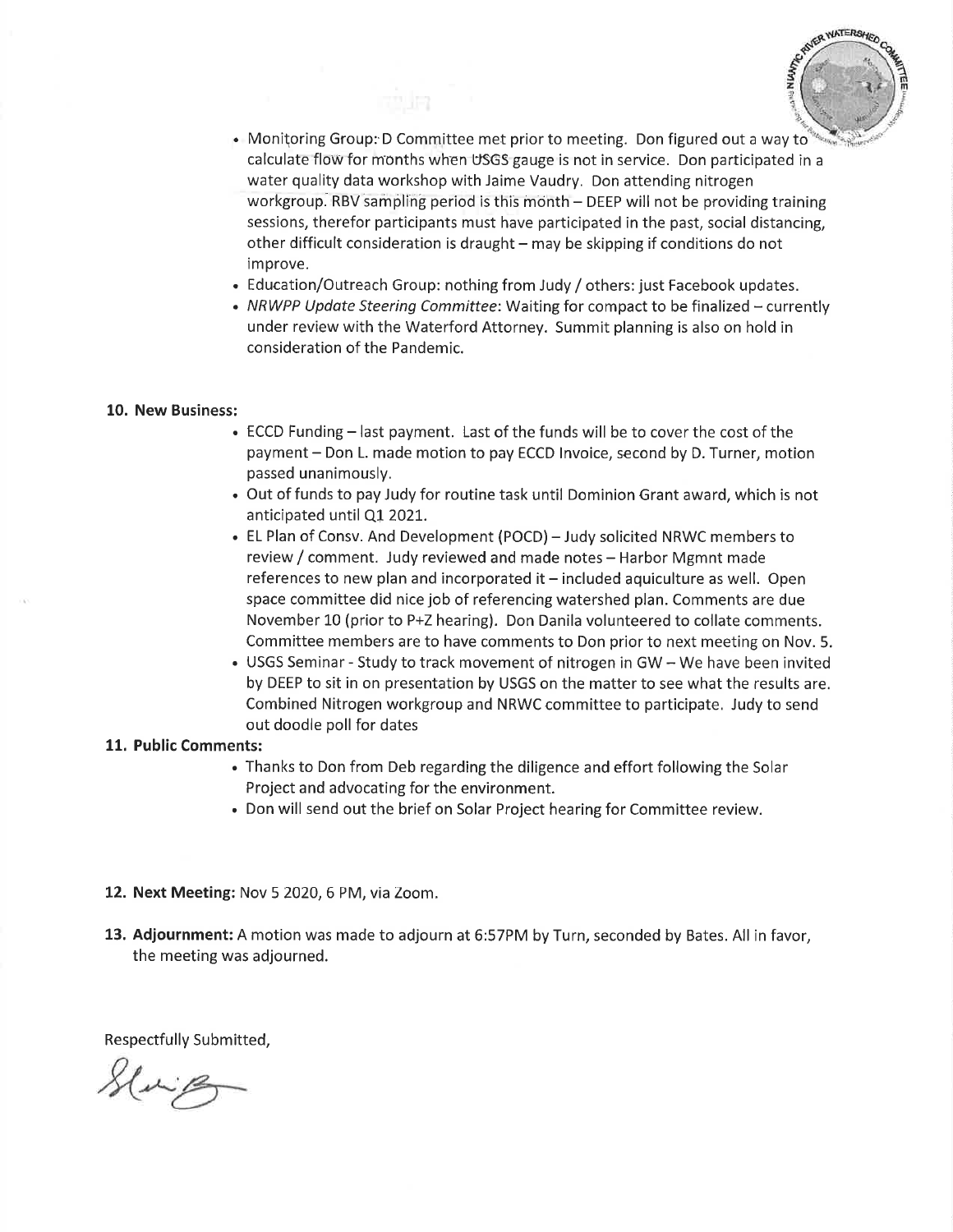- Monitoring Group: D Committee met prior to meeting. Don figured out a way to calculate flow for months when USGS gauge is not in service. Don participated in a water quality data workshop with Jaime Vaudry. Don attending nitrogen workgroup. RBV sampling period is this month – DEEP will not be providing training sessions, therefor participants must have participated in the past, social distancing, other difficult consideration is draught – may be skipping if conditions do not improve.
- Education/Outreach Group: nothing from Judy / others: just Facebook updates.
- *NRWPP Update Steering Committee*: Waiting for compact to be finalized – currently under review with the Waterford Attorney. Summit planning is also on hold in consideration of the Pandemic.

**10. New Business:**

- ECCD Funding – last payment. Last of the funds will be to cover the cost of the payment – Don L. made motion to pay ECCD Invoice, second by D. Turner, motion passed unanimously.
- Out of funds to pay Judy for routine task until Dominion Grant award, which is not anticipated until Q1 2021.
- EL Plan of Consv. And Development (POCD) – Judy solicited NRWC members to review / comment. Judy reviewed and made notes – Harbor Mgmnt made references to new plan and incorporated it – included aquiculture as well. Open space committee did nice job of referencing watershed plan. Comments are due November 10 (prior to P+Z hearing). Don Danila volunteered to collate comments. Committee members are to have comments to Don prior to next meeting on Nov. 5.
- USGS Seminar - Study to track movement of nitrogen in GW – We have been invited by DEEP to sit in on presentation by USGS on the matter to see what the results are. Combined Nitrogen workgroup and NRWC committee to participate. Judy to send out doodle poll for dates

**11. Public Comments:**

- Thanks to Don from Deb regarding the diligence and effort following the Solar Project and advocating for the environment.
- Don will send out the brief on Solar Project hearing for Committee review.

**12. Next Meeting:** Nov 5 2020, 6 PM, via Zoom.

**13. Adjournment:** A motion was made to adjourn at 6:57PM by Turn, seconded by Bates. All in favor, the meeting was adjourned.

Respectfully Submitted,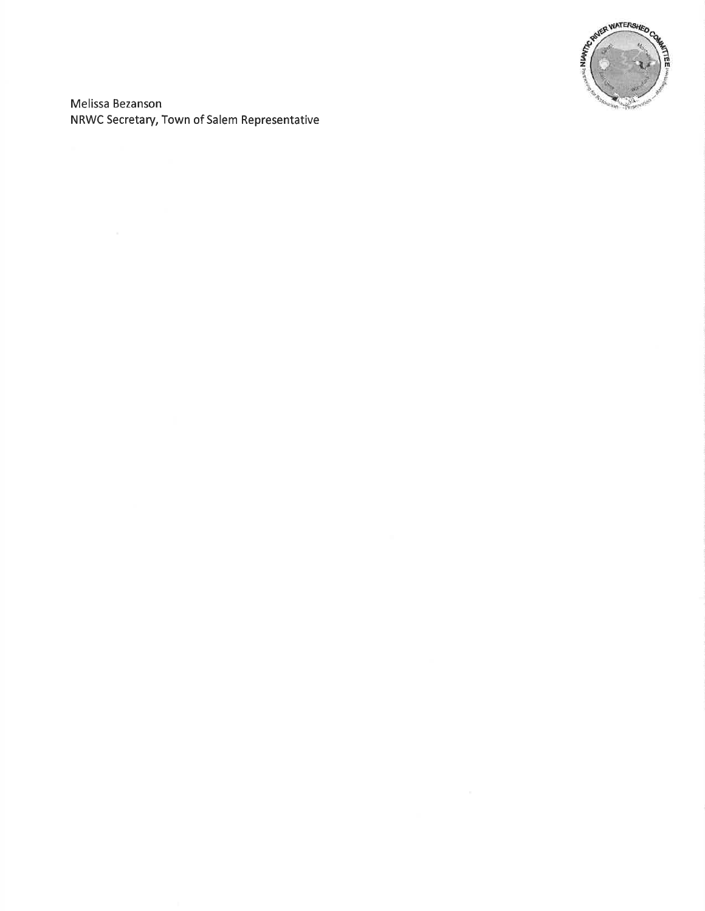Melissa Bezanson
NRWC Secretary, Town of Salem Representative